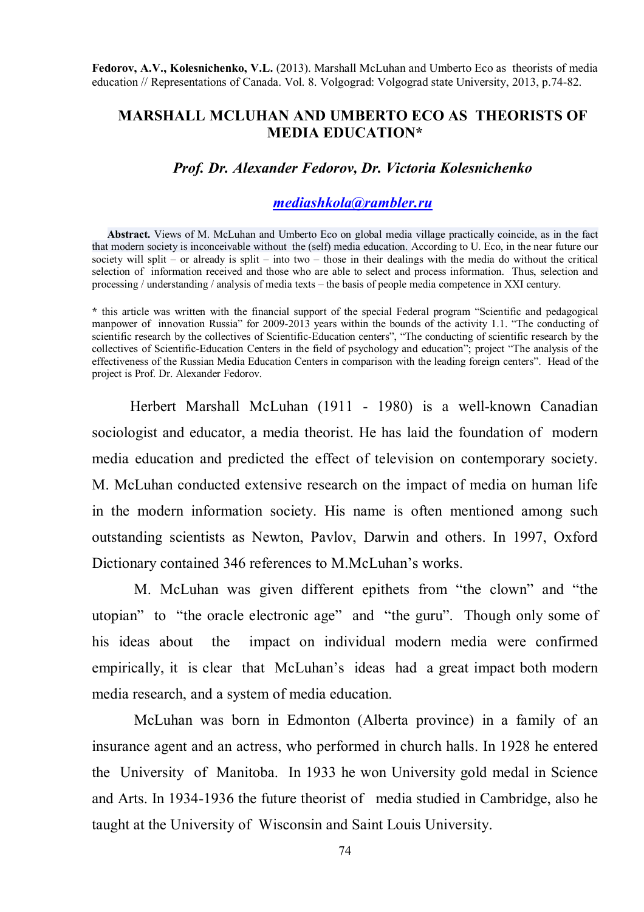**Fedorov, A.V., Kolesnichenko, V.L.** (2013). Marshall McLuhan and Umberto Eco as theorists of media education // Representations of Canada. Vol. 8. Volgograd: Volgograd state University, 2013, p.74-82.

# MARSHALL MCLUHAN AND UMBERTO ECO AS THEORISTS OF MEDIA EDUCATION*

### *Prof. Dr. Alexander Fedorov, Dr. Victoria Kolesnichenko*

***mediashkola@rambler.ru***

**Abstract.** Views of M. McLuhan and Umberto Eco on global media village practically coincide, as in the fact that modern society is inconceivable without the (self) media education. According to U. Eco, in the near future our society will split – or already is split – into two – those in their dealings with the media do without the critical selection of information received and those who are able to select and process information. Thus, selection and processing / understanding / analysis of media texts – the basis of people media competence in XXI century.

**\*** this article was written with the financial support of the special Federal program "Scientific and pedagogical manpower of innovation Russia" for 2009-2013 years within the bounds of the activity 1.1. "The conducting of scientific research by the collectives of Scientific-Education centers", "The conducting of scientific research by the collectives of Scientific-Education Centers in the field of psychology and education"; project "The analysis of the effectiveness of the Russian Media Education Centers in comparison with the leading foreign centers". Head of the project is Prof. Dr. Alexander Fedorov.

Herbert Marshall McLuhan (1911 - 1980) is a well-known Canadian sociologist and educator, a media theorist. He has laid the foundation of modern media education and predicted the effect of television on contemporary society. M. McLuhan conducted extensive research on the impact of media on human life in the modern information society. His name is often mentioned among such outstanding scientists as Newton, Pavlov, Darwin and others. In 1997, Oxford Dictionary contained 346 references to M.McLuhan's works.

M. McLuhan was given different epithets from "the clown" and "the utopian" to "the oracle electronic age" and "the guru". Though only some of his ideas about the impact on individual modern media were confirmed empirically, it is clear that McLuhan's ideas had a great impact both modern media research, and a system of media education.

McLuhan was born in Edmonton (Alberta province) in a family of an insurance agent and an actress, who performed in church halls. In 1928 he entered the University of Manitoba. In 1933 he won University gold medal in Science and Arts. In 1934-1936 the future theorist of media studied in Cambridge, also he taught at the University of Wisconsin and Saint Louis University.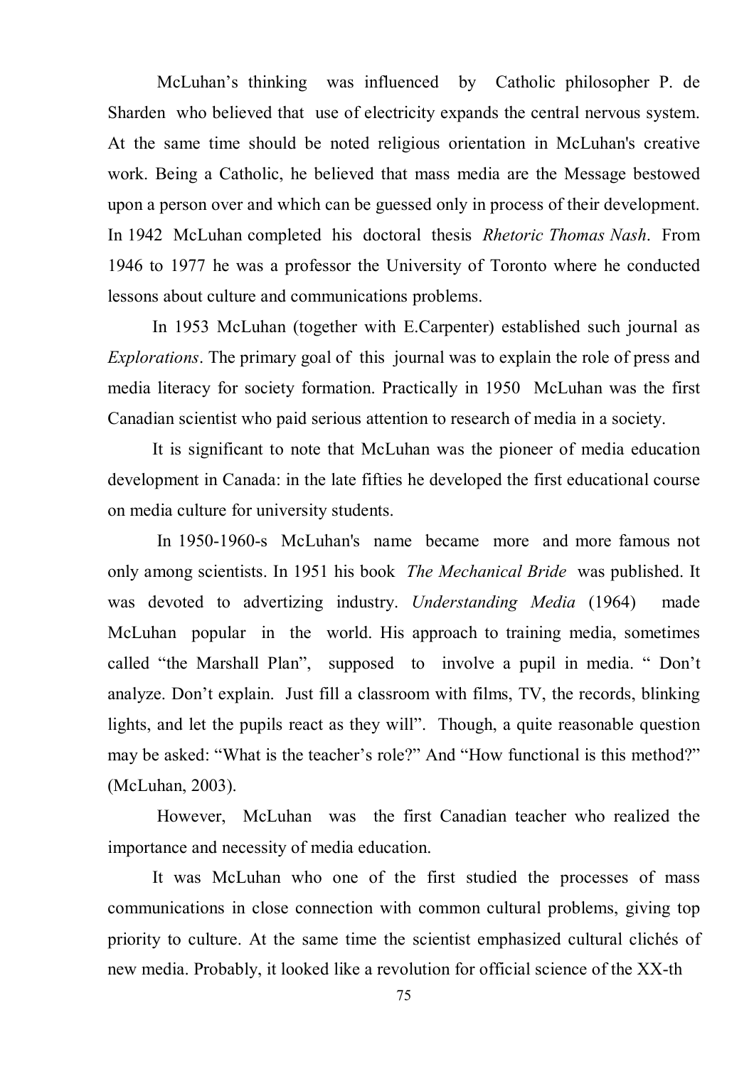McLuhan's thinking was influenced by Catholic philosopher P. de Sharden who believed that use of electricity expands the central nervous system. At the same time should be noted religious orientation in McLuhan's creative work. Being a Catholic, he believed that mass media are the Message bestowed upon a person over and which can be guessed only in process of their development. In 1942 McLuhan completed his doctoral thesis *Rhetoric Thomas Nash*. From 1946 to 1977 he was a professor the University of Toronto where he conducted lessons about culture and communications problems.

In 1953 McLuhan (together with E.Carpenter) established such journal as *Explorations*. The primary goal of this journal was to explain the role of press and media literacy for society formation. Practically in 1950 McLuhan was the first Canadian scientist who paid serious attention to research of media in a society.

It is significant to note that McLuhan was the pioneer of media education development in Canada: in the late fifties he developed the first educational course on media culture for university students.

In 1950-1960-s McLuhan's name became more and more famous not only among scientists. In 1951 his book *The Mechanical Bride* was published. It was devoted to advertizing industry. *Understanding Media* (1964) made McLuhan popular in the world. His approach to training media, sometimes called "the Marshall Plan", supposed to involve a pupil in media. " Don't analyze. Don't explain. Just fill a classroom with films, TV, the records, blinking lights, and let the pupils react as they will". Though, a quite reasonable question may be asked: "What is the teacher's role?" And "How functional is this method?" (McLuhan, 2003).

However, McLuhan was the first Canadian teacher who realized the importance and necessity of media education.

It was McLuhan who one of the first studied the processes of mass communications in close connection with common cultural problems, giving top priority to culture. At the same time the scientist emphasized cultural clichés of new media. Probably, it looked like a revolution for official science of the XX-th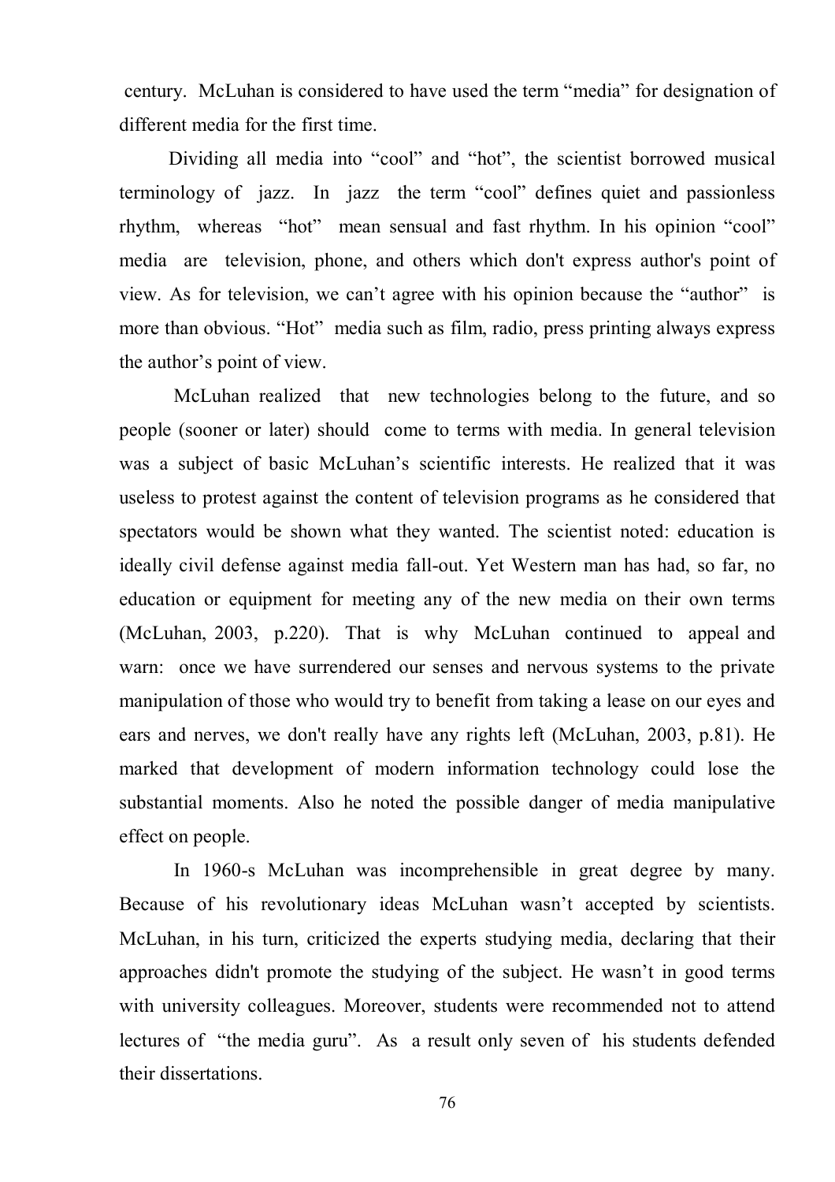century. McLuhan is considered to have used the term "media" for designation of different media for the first time.

Dividing all media into "cool" and "hot", the scientist borrowed musical terminology of jazz. In jazz the term "cool" defines quiet and passionless rhythm, whereas "hot" mean sensual and fast rhythm. In his opinion "cool" media are television, phone, and others which don't express author's point of view. As for television, we can't agree with his opinion because the "author" is more than obvious. "Hot" media such as film, radio, press printing always express the author's point of view.

McLuhan realized that new technologies belong to the future, and so people (sooner or later) should come to terms with media. In general television was a subject of basic McLuhan's scientific interests. He realized that it was useless to protest against the content of television programs as he considered that spectators would be shown what they wanted. The scientist noted: education is ideally civil defense against media fall-out. Yet Western man has had, so far, no education or equipment for meeting any of the new media on their own terms (McLuhan, 2003, p.220). That is why McLuhan continued to appeal and warn: once we have surrendered our senses and nervous systems to the private manipulation of those who would try to benefit from taking a lease on our eyes and ears and nerves, we don't really have any rights left (McLuhan, 2003, p.81). He marked that development of modern information technology could lose the substantial moments. Also he noted the possible danger of media manipulative effect on people.

In 1960-s McLuhan was incomprehensible in great degree by many. Because of his revolutionary ideas McLuhan wasn't accepted by scientists. McLuhan, in his turn, criticized the experts studying media, declaring that their approaches didn't promote the studying of the subject. He wasn't in good terms with university colleagues. Moreover, students were recommended not to attend lectures of "the media guru". As a result only seven of his students defended their dissertations.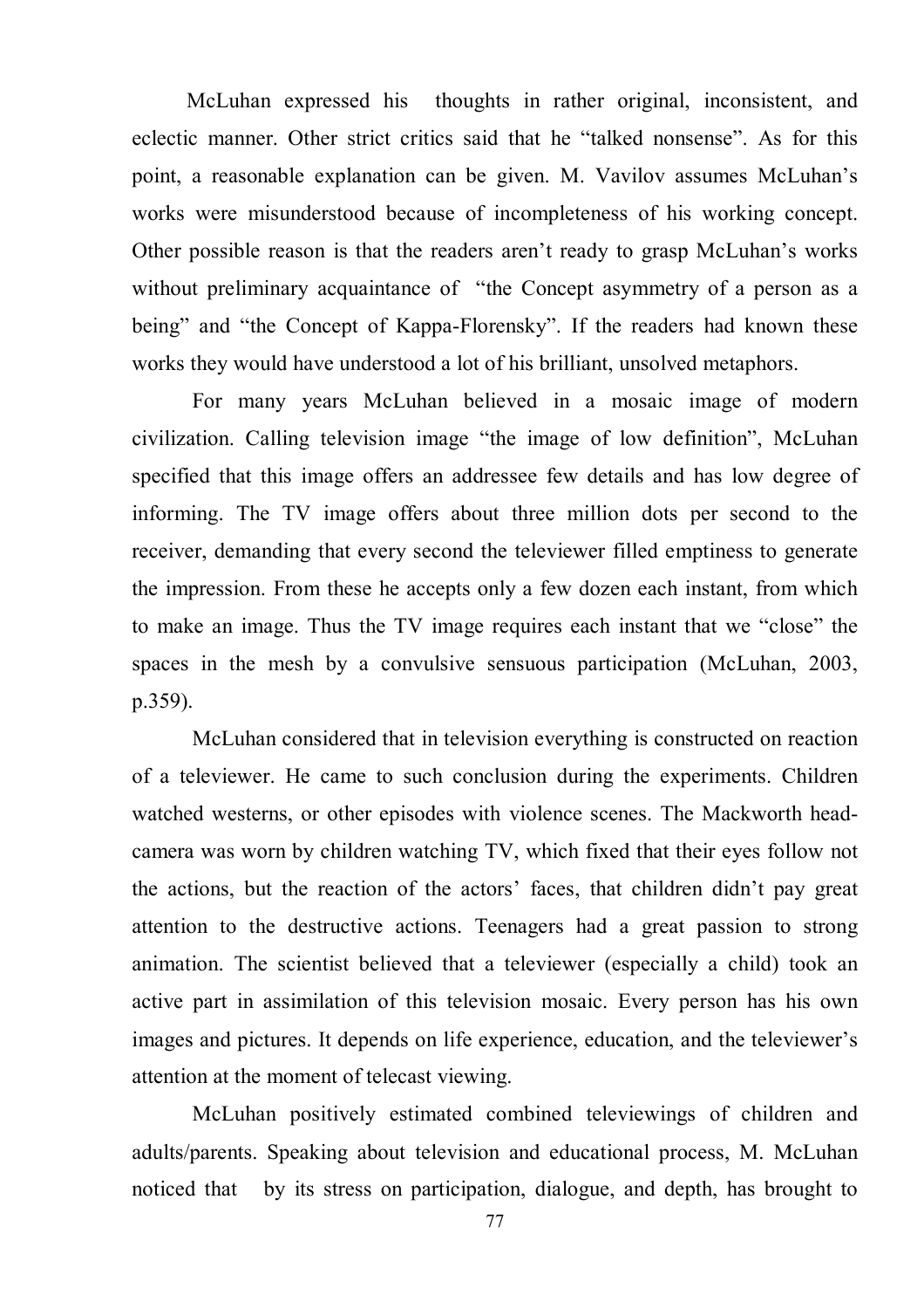McLuhan expressed his thoughts in rather original, inconsistent, and eclectic manner. Other strict critics said that he "talked nonsense". As for this point, a reasonable explanation can be given. M. Vavilov assumes McLuhan's works were misunderstood because of incompleteness of his working concept. Other possible reason is that the readers aren't ready to grasp McLuhan's works without preliminary acquaintance of "the Concept asymmetry of a person as a being" and "the Concept of Kappa-Florensky". If the readers had known these works they would have understood a lot of his brilliant, unsolved metaphors.

For many years McLuhan believed in a mosaic image of modern civilization. Calling television image "the image of low definition", McLuhan specified that this image offers an addressee few details and has low degree of informing. The TV image offers about three million dots per second to the receiver, demanding that every second the televiewer filled emptiness to generate the impression. From these he accepts only a few dozen each instant, from which to make an image. Thus the TV image requires each instant that we "close" the spaces in the mesh by a convulsive sensuous participation (McLuhan, 2003, p.359).

McLuhan considered that in television everything is constructed on reaction of a televiewer. He came to such conclusion during the experiments. Children watched westerns, or other episodes with violence scenes. The Mackworth head-camera was worn by children watching TV, which fixed that their eyes follow not the actions, but the reaction of the actors' faces, that children didn't pay great attention to the destructive actions. Teenagers had a great passion to strong animation. The scientist believed that a televiewer (especially a child) took an active part in assimilation of this television mosaic. Every person has his own images and pictures. It depends on life experience, education, and the televiewer's attention at the moment of telecast viewing.

McLuhan positively estimated combined televiewings of children and adults/parents. Speaking about television and educational process, M. McLuhan noticed that by its stress on participation, dialogue, and depth, has brought to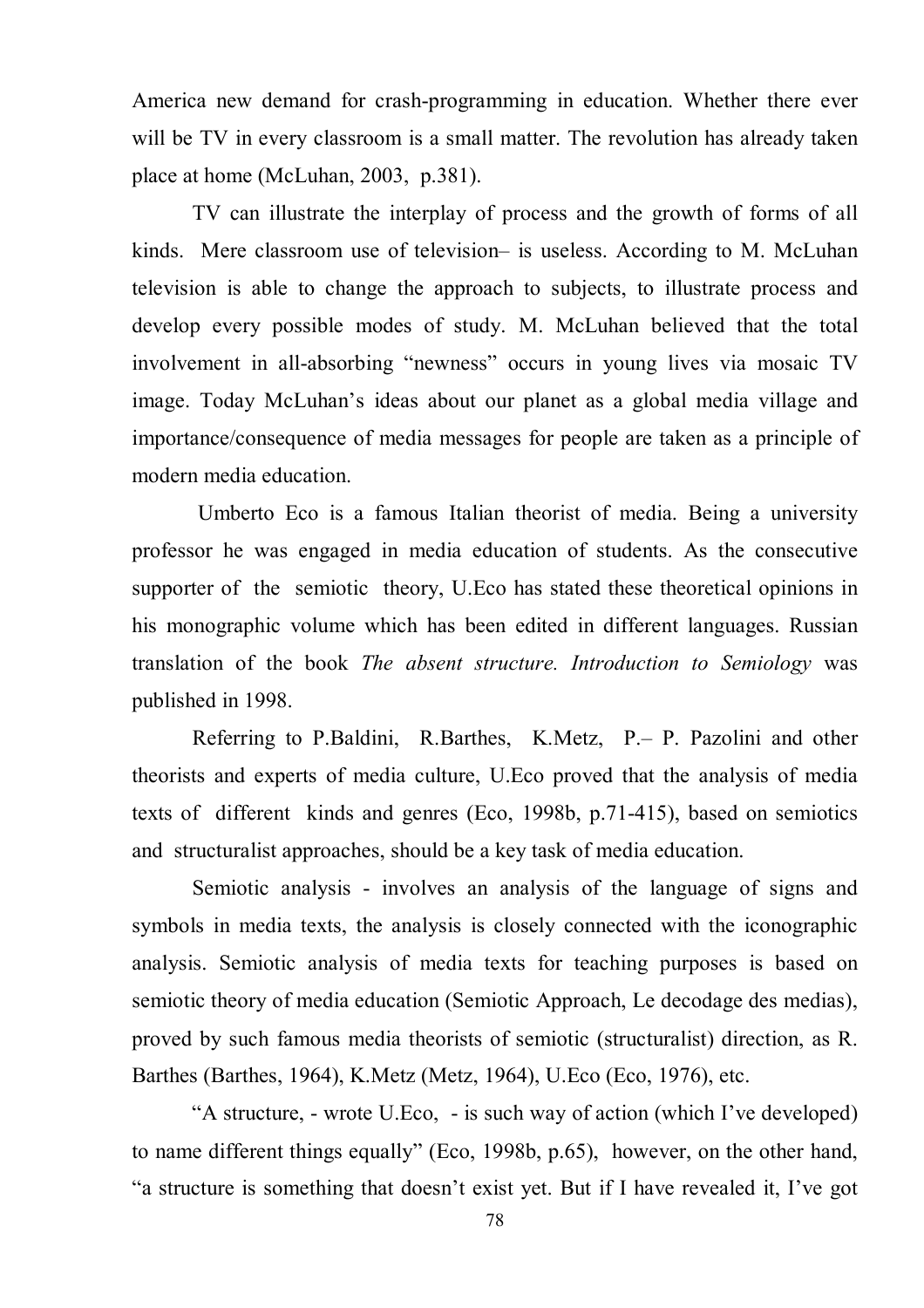America new demand for crash-programming in education. Whether there ever will be TV in every classroom is a small matter. The revolution has already taken place at home (McLuhan, 2003, p.381).

TV can illustrate the interplay of process and the growth of forms of all kinds. Mere classroom use of television– is useless. According to M. McLuhan television is able to change the approach to subjects, to illustrate process and develop every possible modes of study. M. McLuhan believed that the total involvement in all-absorbing "newness" occurs in young lives via mosaic TV image. Today McLuhan's ideas about our planet as a global media village and importance/consequence of media messages for people are taken as a principle of modern media education.

Umberto Eco is a famous Italian theorist of media. Being a university professor he was engaged in media education of students. As the consecutive supporter of the semiotic theory, U.Eco has stated these theoretical opinions in his monographic volume which has been edited in different languages. Russian translation of the book *The absent structure. Introduction to Semiology* was published in 1998.

Referring to P.Baldini, R.Barthes, K.Metz, P.– P. Pazolini and other theorists and experts of media culture, U.Eco proved that the analysis of media texts of different kinds and genres (Eco, 1998b, p.71-415), based on semiotics and structuralist approaches, should be a key task of media education.

Semiotic analysis - involves an analysis of the language of signs and symbols in media texts, the analysis is closely connected with the iconographic analysis. Semiotic analysis of media texts for teaching purposes is based on semiotic theory of media education (Semiotic Approach, Le decodage des medias), proved by such famous media theorists of semiotic (structuralist) direction, as R. Barthes (Barthes, 1964), K.Metz (Metz, 1964), U.Eco (Eco, 1976), etc.

"A structure, - wrote U.Eco, - is such way of action (which I've developed) to name different things equally" (Eco, 1998b, p.65), however, on the other hand, "a structure is something that doesn't exist yet. But if I have revealed it, I've got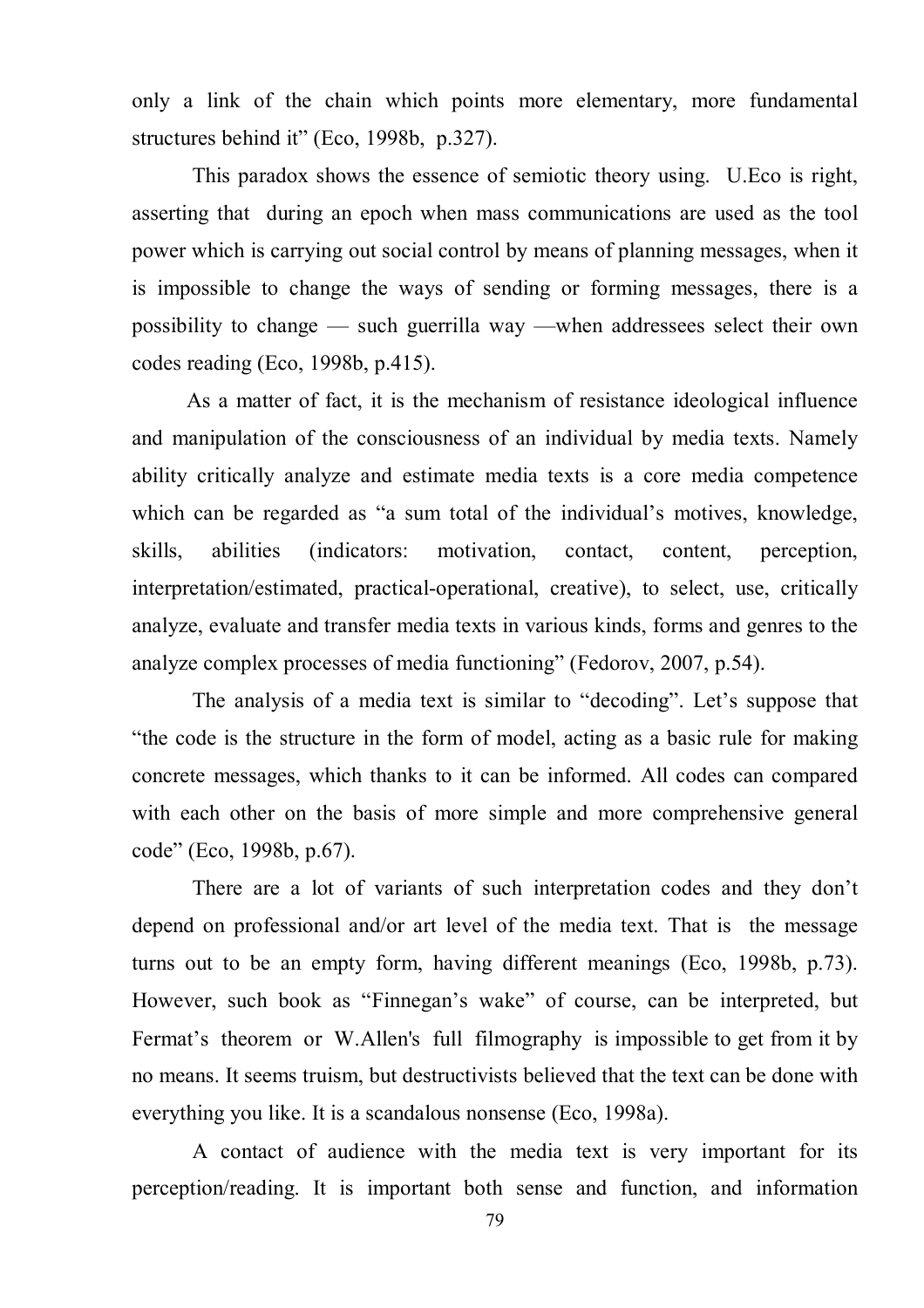only a link of the chain which points more elementary, more fundamental structures behind it" (Eco, 1998b, p.327).

This paradox shows the essence of semiotic theory using. U.Eco is right, asserting that during an epoch when mass communications are used as the tool power which is carrying out social control by means of planning messages, when it is impossible to change the ways of sending or forming messages, there is a possibility to change — such guerrilla way —when addressees select their own codes reading (Eco, 1998b, p.415).

As a matter of fact, it is the mechanism of resistance ideological influence and manipulation of the consciousness of an individual by media texts. Namely ability critically analyze and estimate media texts is a core media competence which can be regarded as "a sum total of the individual's motives, knowledge, skills, abilities (indicators: motivation, contact, content, perception, interpretation/estimated, practical-operational, creative), to select, use, critically analyze, evaluate and transfer media texts in various kinds, forms and genres to the analyze complex processes of media functioning" (Fedorov, 2007, p.54).

The analysis of a media text is similar to "decoding". Let's suppose that "the code is the structure in the form of model, acting as a basic rule for making concrete messages, which thanks to it can be informed. All codes can compared with each other on the basis of more simple and more comprehensive general code" (Eco, 1998b, p.67).

There are a lot of variants of such interpretation codes and they don't depend on professional and/or art level of the media text. That is the message turns out to be an empty form, having different meanings (Eco, 1998b, p.73). However, such book as "Finnegan's wake" of course, can be interpreted, but Fermat's theorem or W.Allen's full filmography is impossible to get from it by no means. It seems truism, but destructivists believed that the text can be done with everything you like. It is a scandalous nonsense (Eco, 1998a).

A contact of audience with the media text is very important for its perception/reading. It is important both sense and function, and information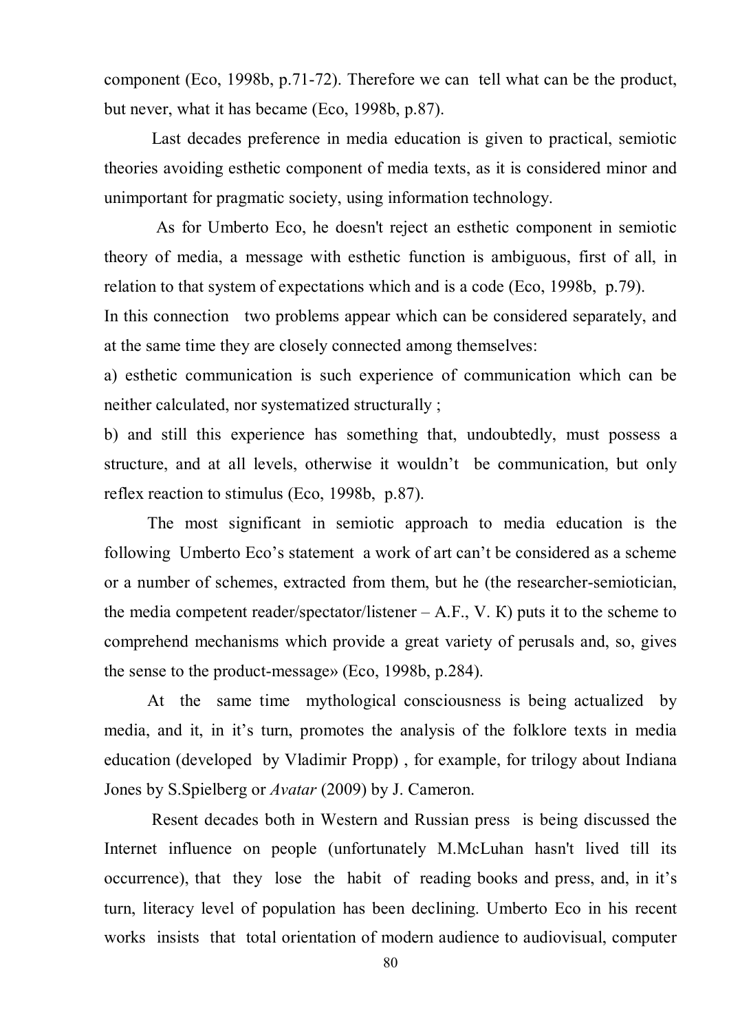component (Eco, 1998b, p.71-72). Therefore we can tell what can be the product, but never, what it has became (Eco, 1998b, p.87).

Last decades preference in media education is given to practical, semiotic theories avoiding esthetic component of media texts, as it is considered minor and unimportant for pragmatic society, using information technology.

As for Umberto Eco, he doesn't reject an esthetic component in semiotic theory of media, a message with esthetic function is ambiguous, first of all, in relation to that system of expectations which and is a code (Eco, 1998b, p.79).

In this connection two problems appear which can be considered separately, and at the same time they are closely connected among themselves:

a) esthetic communication is such experience of communication which can be neither calculated, nor systematized structurally ;

b) and still this experience has something that, undoubtedly, must possess a structure, and at all levels, otherwise it wouldn't be communication, but only reflex reaction to stimulus (Eco, 1998b, p.87).

The most significant in semiotic approach to media education is the following Umberto Eco's statement a work of art can't be considered as a scheme or a number of schemes, extracted from them, but he (the researcher-semiotician, the media competent reader/spectator/listener – A.F., V. K) puts it to the scheme to comprehend mechanisms which provide a great variety of perusals and, so, gives the sense to the product-message» (Eco, 1998b, p.284).

At the same time mythological consciousness is being actualized by media, and it, in it's turn, promotes the analysis of the folklore texts in media education (developed by Vladimir Propp) , for example, for trilogy about Indiana Jones by S.Spielberg or *Avatar* (2009) by J. Cameron.

Resent decades both in Western and Russian press is being discussed the Internet influence on people (unfortunately M.McLuhan hasn't lived till its occurrence), that they lose the habit of reading books and press, and, in it's turn, literacy level of population has been declining. Umberto Eco in his recent works insists that total orientation of modern audience to audiovisual, computer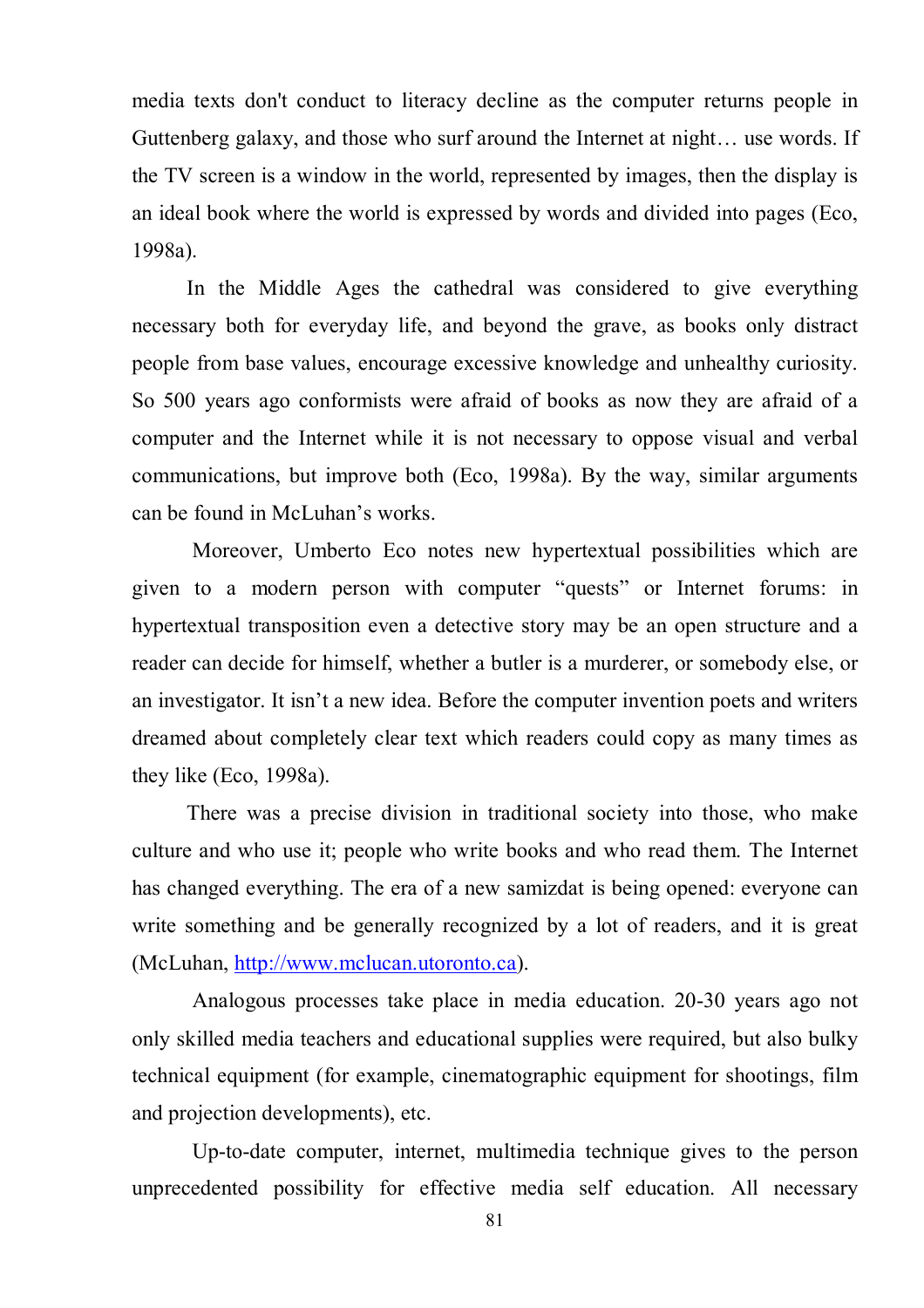media texts don't conduct to literacy decline as the computer returns people in Guttenberg galaxy, and those who surf around the Internet at night… use words. If the TV screen is a window in the world, represented by images, then the display is an ideal book where the world is expressed by words and divided into pages (Eco, 1998a).

In the Middle Ages the cathedral was considered to give everything necessary both for everyday life, and beyond the grave, as books only distract people from base values, encourage excessive knowledge and unhealthy curiosity. So 500 years ago conformists were afraid of books as now they are afraid of a computer and the Internet while it is not necessary to oppose visual and verbal communications, but improve both (Eco, 1998a). By the way, similar arguments can be found in McLuhan's works.

Moreover, Umberto Eco notes new hypertextual possibilities which are given to a modern person with computer "quests" or Internet forums: in hypertextual transposition even a detective story may be an open structure and a reader can decide for himself, whether a butler is a murderer, or somebody else, or an investigator. It isn't a new idea. Before the computer invention poets and writers dreamed about completely clear text which readers could copy as many times as they like (Eco, 1998a).

There was a precise division in traditional society into those, who make culture and who use it; people who write books and who read them. The Internet has changed everything. The era of a new samizdat is being opened: everyone can write something and be generally recognized by a lot of readers, and it is great (McLuhan, http://www.mclucan.utoronto.ca).

Analogous processes take place in media education. 20-30 years ago not only skilled media teachers and educational supplies were required, but also bulky technical equipment (for example, cinematographic equipment for shootings, film and projection developments), etc.

Up-to-date computer, internet, multimedia technique gives to the person unprecedented possibility for effective media self education. All necessary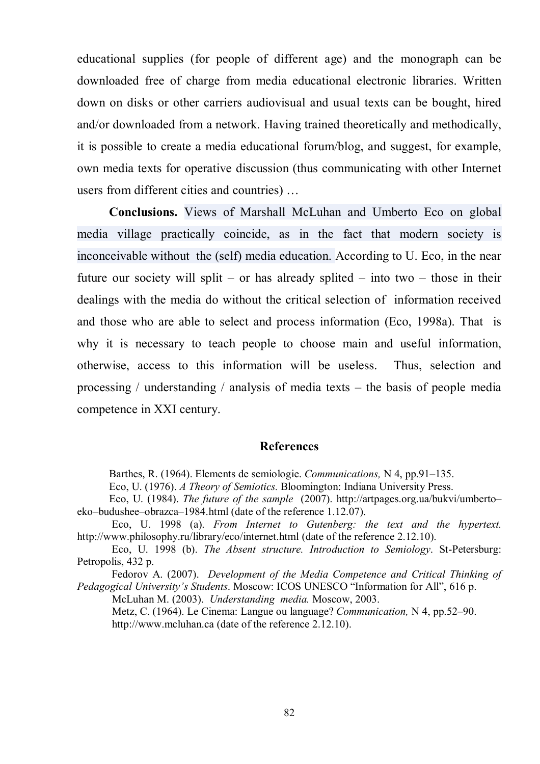educational supplies (for people of different age) and the monograph can be downloaded free of charge from media educational electronic libraries. Written down on disks or other carriers audiovisual and usual texts can be bought, hired and/or downloaded from a network. Having trained theoretically and methodically, it is possible to create a media educational forum/blog, and suggest, for example, own media texts for operative discussion (thus communicating with other Internet users from different cities and countries) …

**Conclusions.** Views of Marshall McLuhan and Umberto Eco on global media village practically coincide, as in the fact that modern society is inconceivable without the (self) media education. According to U. Eco, in the near future our society will split – or has already splited – into two – those in their dealings with the media do without the critical selection of information received and those who are able to select and process information (Eco, 1998a). That is why it is necessary to teach people to choose main and useful information, otherwise, access to this information will be useless. Thus, selection and processing / understanding / analysis of media texts – the basis of people media competence in XXI century.

## References

Barthes, R. (1964). Elements de semiologie. *Communications,* N 4, pp.91–135.

Eco, U. (1976). *A Theory of Semiotics.* Bloomington: Indiana University Press.

Eco, U. (1984). *The future of the sample* (2007). http://artpages.org.ua/bukvi/umberto–eko–budushee–obrazca–1984.html (date of the reference 1.12.07).

Eco, U. 1998 (a). *From Internet to Gutenberg: the text and the hypertext.* http://www.philosophy.ru/library/eco/internet.html (date of the reference 2.12.10).

Eco, U. 1998 (b). *The Absent structure. Introduction to Semiology*. St-Petersburg: Petropolis, 432 p.

Fedorov A. (2007). *Development of the Media Competence and Critical Thinking of Pedagogical University's Students*. Moscow: ICOS UNESCO "Information for All", 616 p.

McLuhan M. (2003). *Understanding media.* Moscow, 2003.

Metz, C. (1964). Le Cinema: Langue ou language? *Communication,* N 4, pp.52–90.

http://www.mcluhan.ca (date of the reference 2.12.10).